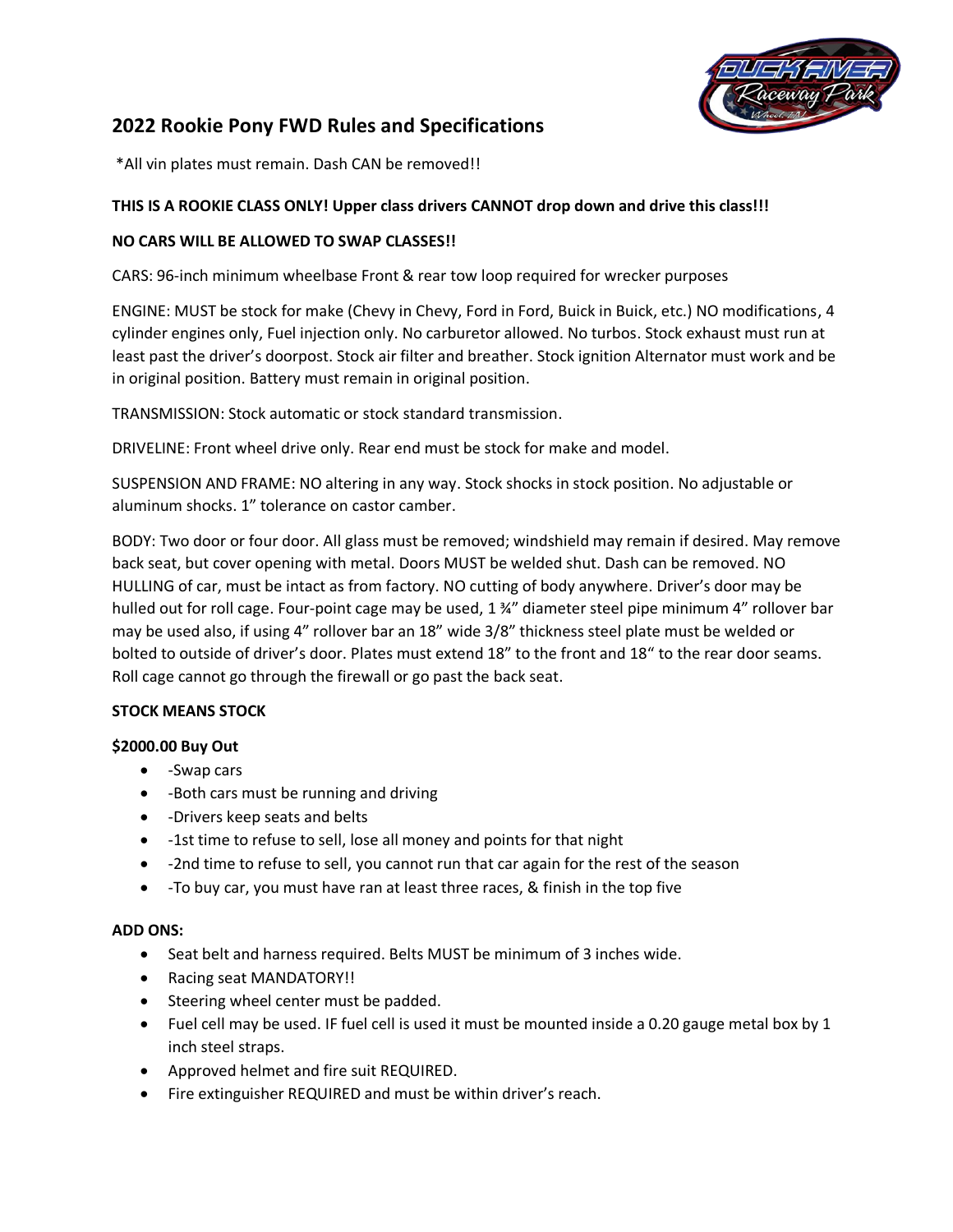## 2022 Rookie Pony FWD Rules and Specifications

*All vin plates must remain. Dash CAN be removed!!

**THIS IS A ROOKIE CLASS ONLY! Upper class drivers CANNOT drop down and drive this class!!!**

**NO CARS WILL BE ALLOWED TO SWAP CLASSES!!**

CARS: 96-inch minimum wheelbase Front & rear tow loop required for wrecker purposes

ENGINE: MUST be stock for make (Chevy in Chevy, Ford in Ford, Buick in Buick, etc.) NO modifications, 4 cylinder engines only, Fuel injection only. No carburetor allowed. No turbos. Stock exhaust must run at least past the driver's doorpost. Stock air filter and breather. Stock ignition Alternator must work and be in original position. Battery must remain in original position.

TRANSMISSION: Stock automatic or stock standard transmission.

DRIVELINE: Front wheel drive only. Rear end must be stock for make and model.

SUSPENSION AND FRAME: NO altering in any way. Stock shocks in stock position. No adjustable or aluminum shocks. 1" tolerance on castor camber.

BODY: Two door or four door. All glass must be removed; windshield may remain if desired. May remove back seat, but cover opening with metal. Doors MUST be welded shut. Dash can be removed. NO HULLING of car, must be intact as from factory. NO cutting of body anywhere. Driver's door may be hulled out for roll cage. Four-point cage may be used, 1 ¾" diameter steel pipe minimum 4" rollover bar may be used also, if using 4" rollover bar an 18" wide 3/8" thickness steel plate must be welded or bolted to outside of driver's door. Plates must extend 18" to the front and 18" to the rear door seams. Roll cage cannot go through the firewall or go past the back seat.

**STOCK MEANS STOCK**

**$2000.00 Buy Out**

- -Swap cars
- -Both cars must be running and driving
- -Drivers keep seats and belts
- -1st time to refuse to sell, lose all money and points for that night
- -2nd time to refuse to sell, you cannot run that car again for the rest of the season
- -To buy car, you must have ran at least three races, & finish in the top five

**ADD ONS:**

- Seat belt and harness required. Belts MUST be minimum of 3 inches wide.
- Racing seat MANDATORY!!
- Steering wheel center must be padded.
- Fuel cell may be used. IF fuel cell is used it must be mounted inside a 0.20 gauge metal box by 1 inch steel straps.
- Approved helmet and fire suit REQUIRED.
- Fire extinguisher REQUIRED and must be within driver's reach.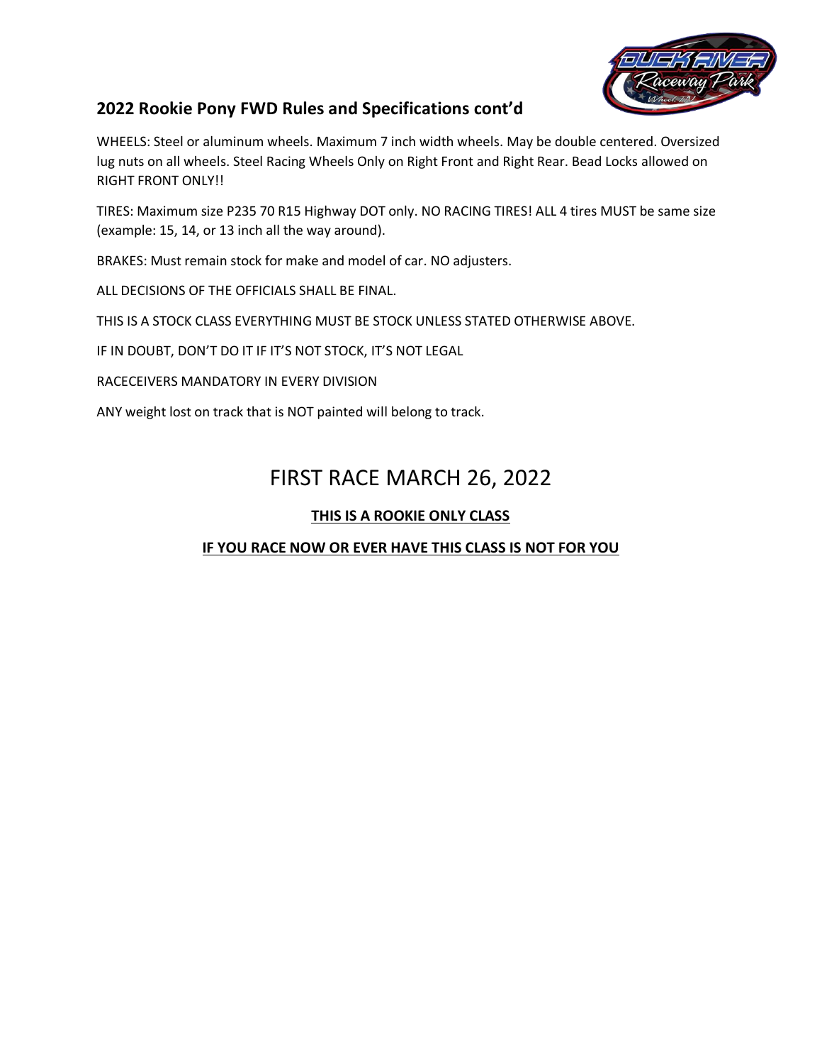## 2022 Rookie Pony FWD Rules and Specifications cont'd

WHEELS: Steel or aluminum wheels. Maximum 7 inch width wheels. May be double centered. Oversized lug nuts on all wheels. Steel Racing Wheels Only on Right Front and Right Rear. Bead Locks allowed on RIGHT FRONT ONLY!!

TIRES: Maximum size P235 70 R15 Highway DOT only. NO RACING TIRES! ALL 4 tires MUST be same size (example: 15, 14, or 13 inch all the way around).

BRAKES: Must remain stock for make and model of car. NO adjusters.

ALL DECISIONS OF THE OFFICIALS SHALL BE FINAL.

THIS IS A STOCK CLASS EVERYTHING MUST BE STOCK UNLESS STATED OTHERWISE ABOVE.

IF IN DOUBT, DON'T DO IT IF IT'S NOT STOCK, IT'S NOT LEGAL

RACECEIVERS MANDATORY IN EVERY DIVISION

ANY weight lost on track that is NOT painted will belong to track.

# FIRST RACE MARCH 26, 2022

**THIS IS A ROOKIE ONLY CLASS**

**IF YOU RACE NOW OR EVER HAVE THIS CLASS IS NOT FOR YOU**